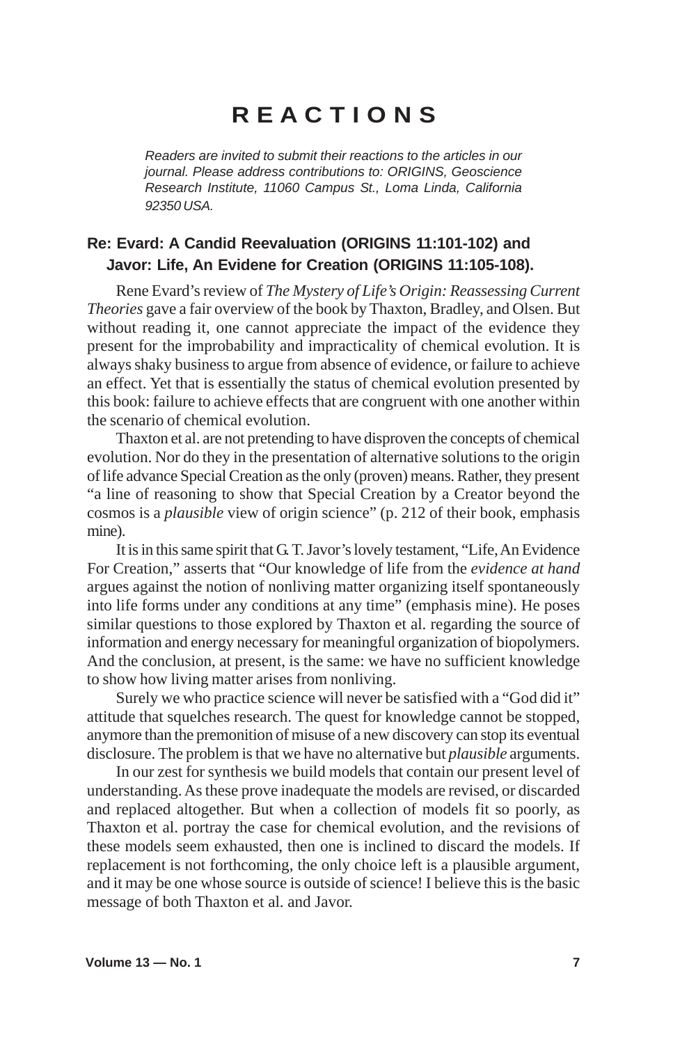# REACTIONS

*Readers are invited to submit their reactions to the articles in our journal. Please address contributions to: ORIGINS, Geoscience Research Institute, 11060 Campus St., Loma Linda, California 92350 USA.*

## Re: Evard: A Candid Reevaluation (ORIGINS 11:101-102) and Javor: Life, An Evidene for Creation (ORIGINS 11:105-108).

Rene Evard's review of *The Mystery of Life's Origin: Reassessing Current Theories* gave a fair overview of the book by Thaxton, Bradley, and Olsen. But without reading it, one cannot appreciate the impact of the evidence they present for the improbability and impracticality of chemical evolution. It is always shaky business to argue from absence of evidence, or failure to achieve an effect. Yet that is essentially the status of chemical evolution presented by this book: failure to achieve effects that are congruent with one another within the scenario of chemical evolution.

Thaxton et al. are not pretending to have disproven the concepts of chemical evolution. Nor do they in the presentation of alternative solutions to the origin of life advance Special Creation as the only (proven) means. Rather, they present "a line of reasoning to show that Special Creation by a Creator beyond the cosmos is a *plausible* view of origin science" (p. 212 of their book, emphasis mine).

It is in this same spirit that G. T. Javor's lovely testament, "Life, An Evidence For Creation," asserts that "Our knowledge of life from the *evidence at hand* argues against the notion of nonliving matter organizing itself spontaneously into life forms under any conditions at any time" (emphasis mine). He poses similar questions to those explored by Thaxton et al. regarding the source of information and energy necessary for meaningful organization of biopolymers. And the conclusion, at present, is the same: we have no sufficient knowledge to show how living matter arises from nonliving.

Surely we who practice science will never be satisfied with a "God did it" attitude that squelches research. The quest for knowledge cannot be stopped, anymore than the premonition of misuse of a new discovery can stop its eventual disclosure. The problem is that we have no alternative but *plausible* arguments.

In our zest for synthesis we build models that contain our present level of understanding. As these prove inadequate the models are revised, or discarded and replaced altogether. But when a collection of models fit so poorly, as Thaxton et al. portray the case for chemical evolution, and the revisions of these models seem exhausted, then one is inclined to discard the models. If replacement is not forthcoming, the only choice left is a plausible argument, and it may be one whose source is outside of science! I believe this is the basic message of both Thaxton et al. and Javor.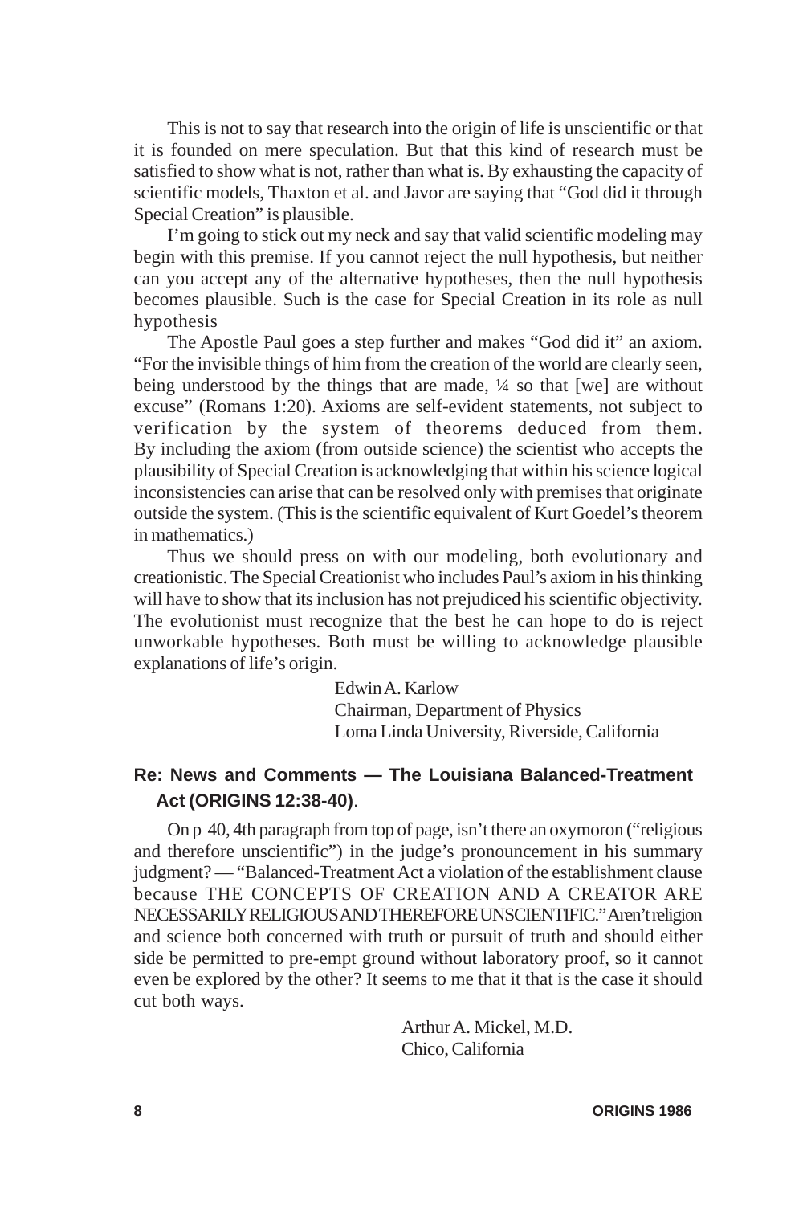This is not to say that research into the origin of life is unscientific or that it is founded on mere speculation. But that this kind of research must be satisfied to show what is not, rather than what is. By exhausting the capacity of scientific models, Thaxton et al. and Javor are saying that "God did it through Special Creation" is plausible.

I'm going to stick out my neck and say that valid scientific modeling may begin with this premise. If you cannot reject the null hypothesis, but neither can you accept any of the alternative hypotheses, then the null hypothesis becomes plausible. Such is the case for Special Creation in its role as null hypothesis

The Apostle Paul goes a step further and makes "God did it" an axiom. "For the invisible things of him from the creation of the world are clearly seen, being understood by the things that are made, ¼ so that [we] are without excuse" (Romans 1:20). Axioms are self-evident statements, not subject to verification by the system of theorems deduced from them. By including the axiom (from outside science) the scientist who accepts the plausibility of Special Creation is acknowledging that within his science logical inconsistencies can arise that can be resolved only with premises that originate outside the system. (This is the scientific equivalent of Kurt Goedel's theorem in mathematics.)

Thus we should press on with our modeling, both evolutionary and creationistic. The Special Creationist who includes Paul's axiom in his thinking will have to show that its inclusion has not prejudiced his scientific objectivity. The evolutionist must recognize that the best he can hope to do is reject unworkable hypotheses. Both must be willing to acknowledge plausible explanations of life's origin.

Edwin A. Karlow
Chairman, Department of Physics
Loma Linda University, Riverside, California

**Re: News and Comments — The Louisiana Balanced-Treatment Act (ORIGINS 12:38-40)**.

On p 40, 4th paragraph from top of page, isn't there an oxymoron ("religious and therefore unscientific") in the judge's pronouncement in his summary judgment? — "Balanced-Treatment Act a violation of the establishment clause because THE CONCEPTS OF CREATION AND A CREATOR ARE NECESSARILY RELIGIOUS AND THEREFORE UNSCIENTIFIC." Aren't religion and science both concerned with truth or pursuit of truth and should either side be permitted to pre-empt ground without laboratory proof, so it cannot even be explored by the other? It seems to me that it that is the case it should cut both ways.

Arthur A. Mickel, M.D.
Chico, California